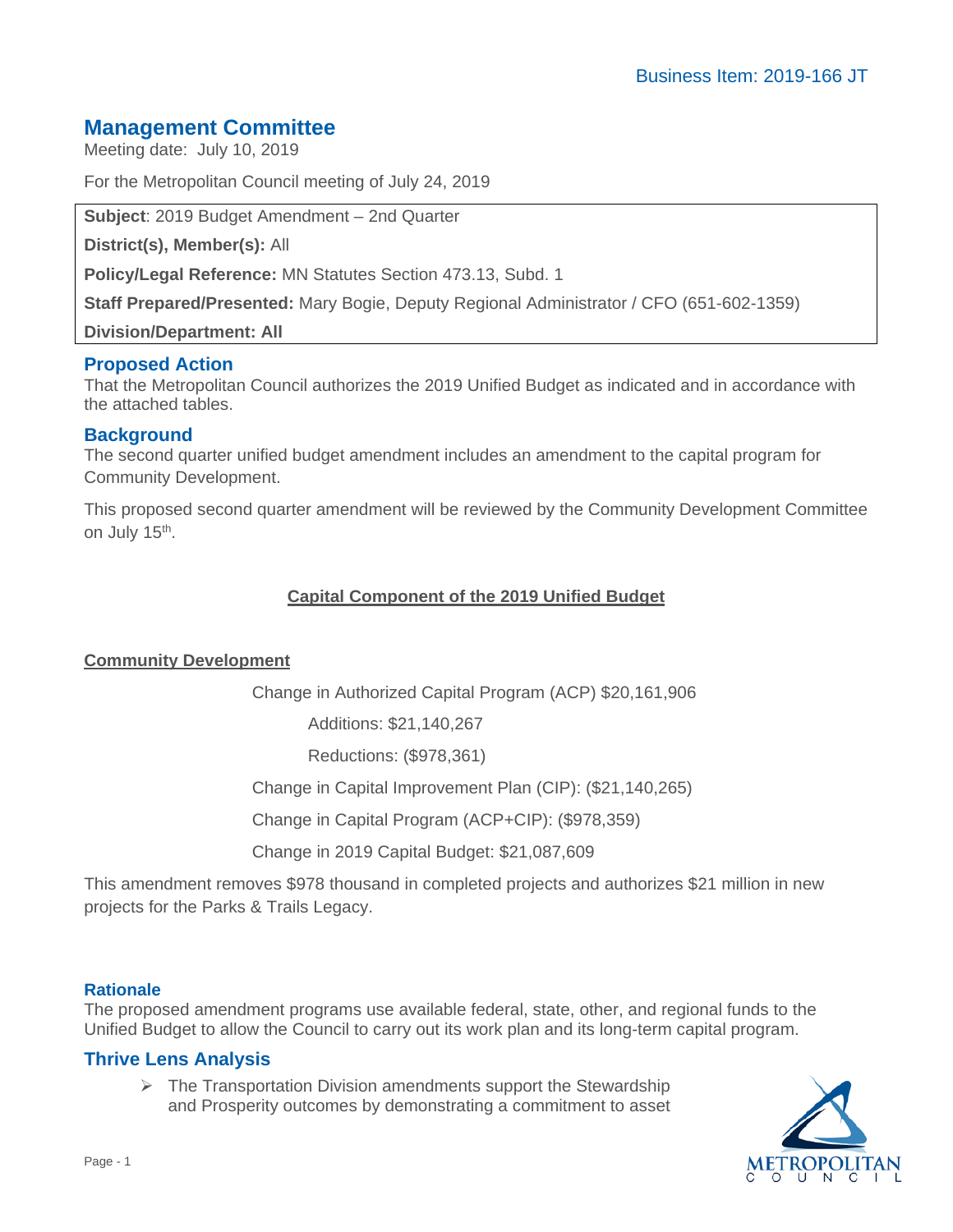Business Item: 2019-166 JT

# Management Committee

Meeting date: July 10, 2019

For the Metropolitan Council meeting of July 24, 2019

**Subject**: 2019 Budget Amendment – 2nd Quarter

**District(s), Member(s):** All

**Policy/Legal Reference:** MN Statutes Section 473.13, Subd. 1

**Staff Prepared/Presented:** Mary Bogie, Deputy Regional Administrator / CFO (651-602-1359)

**Division/Department: All**

## Proposed Action

That the Metropolitan Council authorizes the 2019 Unified Budget as indicated and in accordance with the attached tables.

## Background

The second quarter unified budget amendment includes an amendment to the capital program for Community Development.

This proposed second quarter amendment will be reviewed by the Community Development Committee on July 15th.

**Capital Component of the 2019 Unified Budget**

**Community Development**

Change in Authorized Capital Program (ACP) $20,161,906

Additions: $21,140,267

Reductions: ($978,361)

Change in Capital Improvement Plan (CIP): ($21,140,265)

Change in Capital Program (ACP+CIP): ($978,359)

Change in 2019 Capital Budget: $21,087,609

This amendment removes $978 thousand in completed projects and authorizes $21 million in new projects for the Parks & Trails Legacy.

### Rationale

The proposed amendment programs use available federal, state, other, and regional funds to the Unified Budget to allow the Council to carry out its work plan and its long-term capital program.

## Thrive Lens Analysis

- The Transportation Division amendments support the Stewardship and Prosperity outcomes by demonstrating a commitment to asset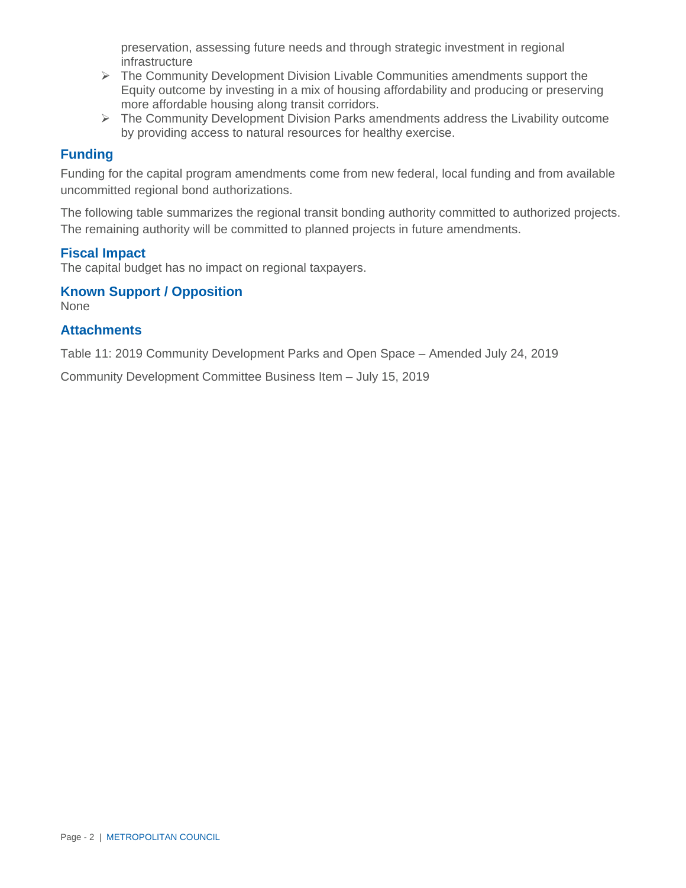preservation, assessing future needs and through strategic investment in regional infrastructure

- The Community Development Division Livable Communities amendments support the Equity outcome by investing in a mix of housing affordability and producing or preserving more affordable housing along transit corridors.
- The Community Development Division Parks amendments address the Livability outcome by providing access to natural resources for healthy exercise.

## Funding

Funding for the capital program amendments come from new federal, local funding and from available uncommitted regional bond authorizations.

The following table summarizes the regional transit bonding authority committed to authorized projects. The remaining authority will be committed to planned projects in future amendments.

## Fiscal Impact

The capital budget has no impact on regional taxpayers.

## Known Support / Opposition

None

## Attachments

Table 11: 2019 Community Development Parks and Open Space – Amended July 24, 2019

Community Development Committee Business Item – July 15, 2019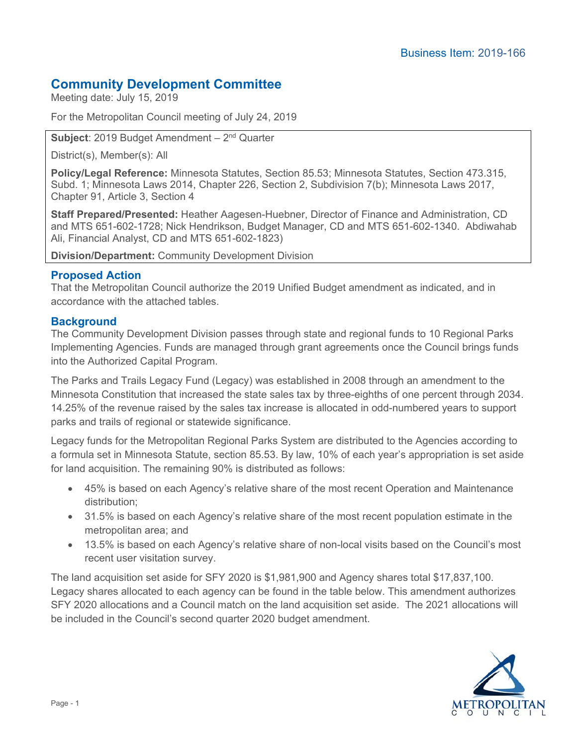Business Item: 2019-166

## Community Development Committee

Meeting date: July 15, 2019

For the Metropolitan Council meeting of July 24, 2019

**Subject**: 2019 Budget Amendment – 2nd Quarter

District(s), Member(s): All

**Policy/Legal Reference:** Minnesota Statutes, Section 85.53; Minnesota Statutes, Section 473.315, Subd. 1; Minnesota Laws 2014, Chapter 226, Section 2, Subdivision 7(b); Minnesota Laws 2017, Chapter 91, Article 3, Section 4

**Staff Prepared/Presented:** Heather Aagesen-Huebner, Director of Finance and Administration, CD and MTS 651-602-1728; Nick Hendrikson, Budget Manager, CD and MTS 651-602-1340. Abdiwahab Ali, Financial Analyst, CD and MTS 651-602-1823)

**Division/Department:** Community Development Division

### Proposed Action

That the Metropolitan Council authorize the 2019 Unified Budget amendment as indicated, and in accordance with the attached tables.

### Background

The Community Development Division passes through state and regional funds to 10 Regional Parks Implementing Agencies. Funds are managed through grant agreements once the Council brings funds into the Authorized Capital Program.

The Parks and Trails Legacy Fund (Legacy) was established in 2008 through an amendment to the Minnesota Constitution that increased the state sales tax by three-eighths of one percent through 2034. 14.25% of the revenue raised by the sales tax increase is allocated in odd-numbered years to support parks and trails of regional or statewide significance.

Legacy funds for the Metropolitan Regional Parks System are distributed to the Agencies according to a formula set in Minnesota Statute, section 85.53. By law, 10% of each year's appropriation is set aside for land acquisition. The remaining 90% is distributed as follows:

- 45% is based on each Agency's relative share of the most recent Operation and Maintenance distribution;
- 31.5% is based on each Agency's relative share of the most recent population estimate in the metropolitan area; and
- 13.5% is based on each Agency's relative share of non-local visits based on the Council's most recent user visitation survey.

The land acquisition set aside for SFY 2020 is $1,981,900 and Agency shares total $17,837,100. Legacy shares allocated to each agency can be found in the table below. This amendment authorizes SFY 2020 allocations and a Council match on the land acquisition set aside. The 2021 allocations will be included in the Council's second quarter 2020 budget amendment.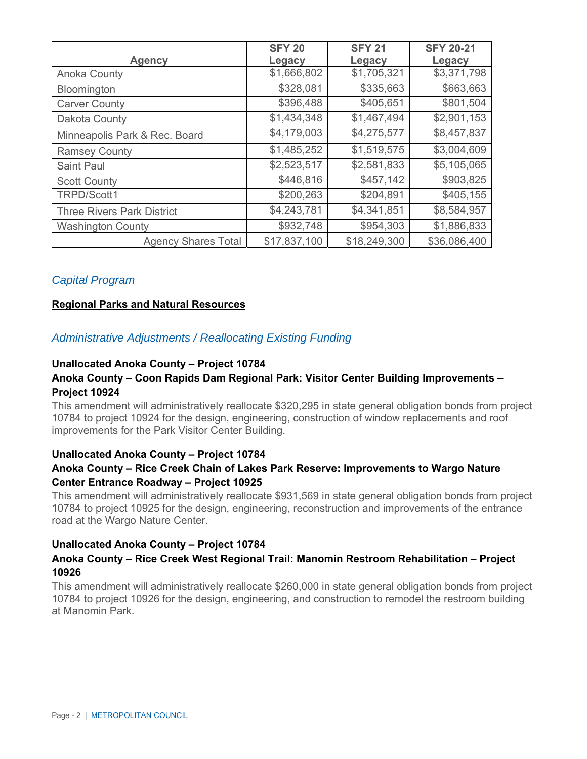| Agency | SFY 20 Legacy | SFY 21 Legacy | SFY 20-21 Legacy |
|---|---|---|---|
| Anoka County | $1,666,802 | $1,705,321 | $3,371,798 |
| Bloomington | $328,081 | $335,663 | $663,663 |
| Carver County | $396,488 | $405,651 | $801,504 |
| Dakota County | $1,434,348 | $1,467,494 | $2,901,153 |
| Minneapolis Park & Rec. Board | $4,179,003 | $4,275,577 | $8,457,837 |
| Ramsey County | $1,485,252 | $1,519,575 | $3,004,609 |
| Saint Paul | $2,523,517 | $2,581,833 | $5,105,065 |
| Scott County | $446,816 | $457,142 | $903,825 |
| TRPD/Scott1 | $200,263 | $204,891 | $405,155 |
| Three Rivers Park District | $4,243,781 | $4,341,851 | $8,584,957 |
| Washington County | $932,748 | $954,303 | $1,886,833 |
| Agency Shares Total | $17,837,100 | $18,249,300 | $36,086,400 |

## *Capital Program*

**Regional Parks and Natural Resources**

## *Administrative Adjustments / Reallocating Existing Funding*

**Unallocated Anoka County – Project 10784**

**Anoka County – Coon Rapids Dam Regional Park: Visitor Center Building Improvements – Project 10924**

This amendment will administratively reallocate $320,295 in state general obligation bonds from project 10784 to project 10924 for the design, engineering, construction of window replacements and roof improvements for the Park Visitor Center Building.

**Unallocated Anoka County – Project 10784**

**Anoka County – Rice Creek Chain of Lakes Park Reserve: Improvements to Wargo Nature Center Entrance Roadway – Project 10925**

This amendment will administratively reallocate $931,569 in state general obligation bonds from project 10784 to project 10925 for the design, engineering, reconstruction and improvements of the entrance road at the Wargo Nature Center.

**Unallocated Anoka County – Project 10784**

**Anoka County – Rice Creek West Regional Trail: Manomin Restroom Rehabilitation – Project 10926**

This amendment will administratively reallocate $260,000 in state general obligation bonds from project 10784 to project 10926 for the design, engineering, and construction to remodel the restroom building at Manomin Park.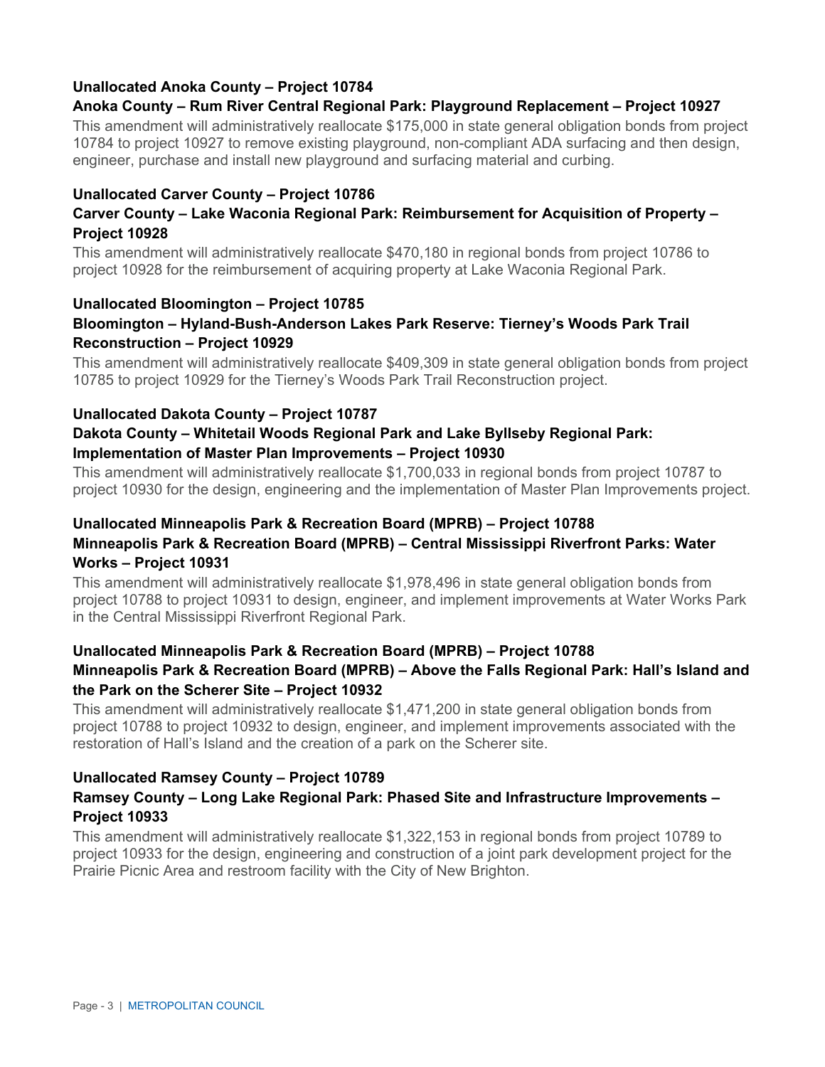**Unallocated Anoka County – Project 10784**

**Anoka County – Rum River Central Regional Park: Playground Replacement – Project 10927**

This amendment will administratively reallocate $175,000 in state general obligation bonds from project 10784 to project 10927 to remove existing playground, non-compliant ADA surfacing and then design, engineer, purchase and install new playground and surfacing material and curbing.

**Unallocated Carver County – Project 10786**

**Carver County – Lake Waconia Regional Park: Reimbursement for Acquisition of Property – Project 10928**

This amendment will administratively reallocate $470,180 in regional bonds from project 10786 to project 10928 for the reimbursement of acquiring property at Lake Waconia Regional Park.

**Unallocated Bloomington – Project 10785**

**Bloomington – Hyland-Bush-Anderson Lakes Park Reserve: Tierney's Woods Park Trail Reconstruction – Project 10929**

This amendment will administratively reallocate $409,309 in state general obligation bonds from project 10785 to project 10929 for the Tierney's Woods Park Trail Reconstruction project.

**Unallocated Dakota County – Project 10787**

**Dakota County – Whitetail Woods Regional Park and Lake Byllseby Regional Park: Implementation of Master Plan Improvements – Project 10930**

This amendment will administratively reallocate $1,700,033 in regional bonds from project 10787 to project 10930 for the design, engineering and the implementation of Master Plan Improvements project.

**Unallocated Minneapolis Park & Recreation Board (MPRB) – Project 10788**

**Minneapolis Park & Recreation Board (MPRB) – Central Mississippi Riverfront Parks: Water Works – Project 10931**

This amendment will administratively reallocate $1,978,496 in state general obligation bonds from project 10788 to project 10931 to design, engineer, and implement improvements at Water Works Park in the Central Mississippi Riverfront Regional Park.

**Unallocated Minneapolis Park & Recreation Board (MPRB) – Project 10788**

**Minneapolis Park & Recreation Board (MPRB) – Above the Falls Regional Park: Hall's Island and the Park on the Scherer Site – Project 10932**

This amendment will administratively reallocate $1,471,200 in state general obligation bonds from project 10788 to project 10932 to design, engineer, and implement improvements associated with the restoration of Hall's Island and the creation of a park on the Scherer site.

**Unallocated Ramsey County – Project 10789**

**Ramsey County – Long Lake Regional Park: Phased Site and Infrastructure Improvements – Project 10933**

This amendment will administratively reallocate $1,322,153 in regional bonds from project 10789 to project 10933 for the design, engineering and construction of a joint park development project for the Prairie Picnic Area and restroom facility with the City of New Brighton.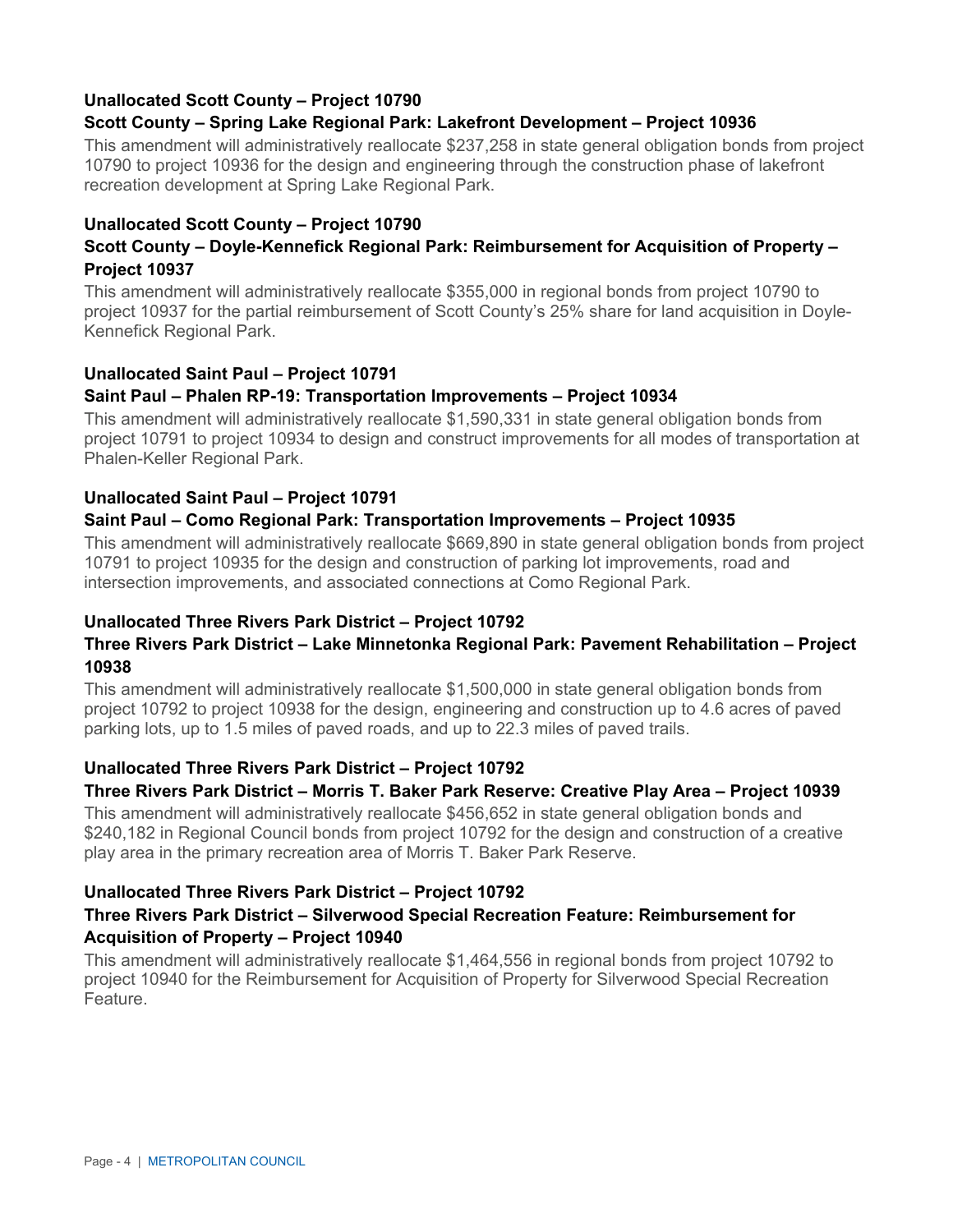**Unallocated Scott County – Project 10790**

**Scott County – Spring Lake Regional Park: Lakefront Development – Project 10936**

This amendment will administratively reallocate $237,258 in state general obligation bonds from project 10790 to project 10936 for the design and engineering through the construction phase of lakefront recreation development at Spring Lake Regional Park.

**Unallocated Scott County – Project 10790**

**Scott County – Doyle-Kennefick Regional Park: Reimbursement for Acquisition of Property – Project 10937**

This amendment will administratively reallocate $355,000 in regional bonds from project 10790 to project 10937 for the partial reimbursement of Scott County's 25% share for land acquisition in Doyle-Kennefick Regional Park.

**Unallocated Saint Paul – Project 10791**

**Saint Paul – Phalen RP-19: Transportation Improvements – Project 10934**

This amendment will administratively reallocate $1,590,331 in state general obligation bonds from project 10791 to project 10934 to design and construct improvements for all modes of transportation at Phalen-Keller Regional Park.

**Unallocated Saint Paul – Project 10791**

**Saint Paul – Como Regional Park: Transportation Improvements – Project 10935**

This amendment will administratively reallocate $669,890 in state general obligation bonds from project 10791 to project 10935 for the design and construction of parking lot improvements, road and intersection improvements, and associated connections at Como Regional Park.

**Unallocated Three Rivers Park District – Project 10792**

**Three Rivers Park District – Lake Minnetonka Regional Park: Pavement Rehabilitation – Project 10938**

This amendment will administratively reallocate $1,500,000 in state general obligation bonds from project 10792 to project 10938 for the design, engineering and construction up to 4.6 acres of paved parking lots, up to 1.5 miles of paved roads, and up to 22.3 miles of paved trails.

**Unallocated Three Rivers Park District – Project 10792**

**Three Rivers Park District – Morris T. Baker Park Reserve: Creative Play Area – Project 10939**

This amendment will administratively reallocate $456,652 in state general obligation bonds and $240,182 in Regional Council bonds from project 10792 for the design and construction of a creative play area in the primary recreation area of Morris T. Baker Park Reserve.

**Unallocated Three Rivers Park District – Project 10792**

**Three Rivers Park District – Silverwood Special Recreation Feature: Reimbursement for Acquisition of Property – Project 10940**

This amendment will administratively reallocate $1,464,556 in regional bonds from project 10792 to project 10940 for the Reimbursement for Acquisition of Property for Silverwood Special Recreation Feature.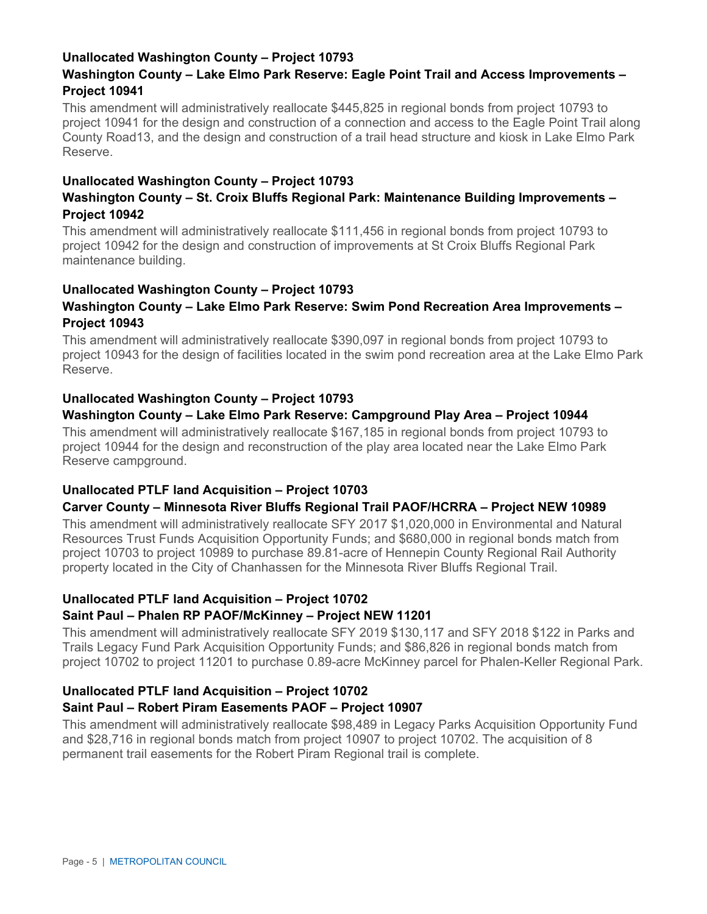**Unallocated Washington County – Project 10793**

**Washington County – Lake Elmo Park Reserve: Eagle Point Trail and Access Improvements – Project 10941**

This amendment will administratively reallocate $445,825 in regional bonds from project 10793 to project 10941 for the design and construction of a connection and access to the Eagle Point Trail along County Road13, and the design and construction of a trail head structure and kiosk in Lake Elmo Park Reserve.

**Unallocated Washington County – Project 10793**

**Washington County – St. Croix Bluffs Regional Park: Maintenance Building Improvements – Project 10942**

This amendment will administratively reallocate $111,456 in regional bonds from project 10793 to project 10942 for the design and construction of improvements at St Croix Bluffs Regional Park maintenance building.

**Unallocated Washington County – Project 10793**

**Washington County – Lake Elmo Park Reserve: Swim Pond Recreation Area Improvements – Project 10943**

This amendment will administratively reallocate $390,097 in regional bonds from project 10793 to project 10943 for the design of facilities located in the swim pond recreation area at the Lake Elmo Park Reserve.

**Unallocated Washington County – Project 10793**

**Washington County – Lake Elmo Park Reserve: Campground Play Area – Project 10944**

This amendment will administratively reallocate $167,185 in regional bonds from project 10793 to project 10944 for the design and reconstruction of the play area located near the Lake Elmo Park Reserve campground.

**Unallocated PTLF land Acquisition – Project 10703**

**Carver County – Minnesota River Bluffs Regional Trail PAOF/HCRRA – Project NEW 10989**

This amendment will administratively reallocate SFY 2017 $1,020,000 in Environmental and Natural Resources Trust Funds Acquisition Opportunity Funds; and $680,000 in regional bonds match from project 10703 to project 10989 to purchase 89.81-acre of Hennepin County Regional Rail Authority property located in the City of Chanhassen for the Minnesota River Bluffs Regional Trail.

**Unallocated PTLF land Acquisition – Project 10702**

**Saint Paul – Phalen RP PAOF/McKinney – Project NEW 11201**

This amendment will administratively reallocate SFY 2019 $130,117 and SFY 2018 $122 in Parks and Trails Legacy Fund Park Acquisition Opportunity Funds; and $86,826 in regional bonds match from project 10702 to project 11201 to purchase 0.89-acre McKinney parcel for Phalen-Keller Regional Park.

**Unallocated PTLF land Acquisition – Project 10702**

**Saint Paul – Robert Piram Easements PAOF – Project 10907**

This amendment will administratively reallocate $98,489 in Legacy Parks Acquisition Opportunity Fund and $28,716 in regional bonds match from project 10907 to project 10702. The acquisition of 8 permanent trail easements for the Robert Piram Regional trail is complete.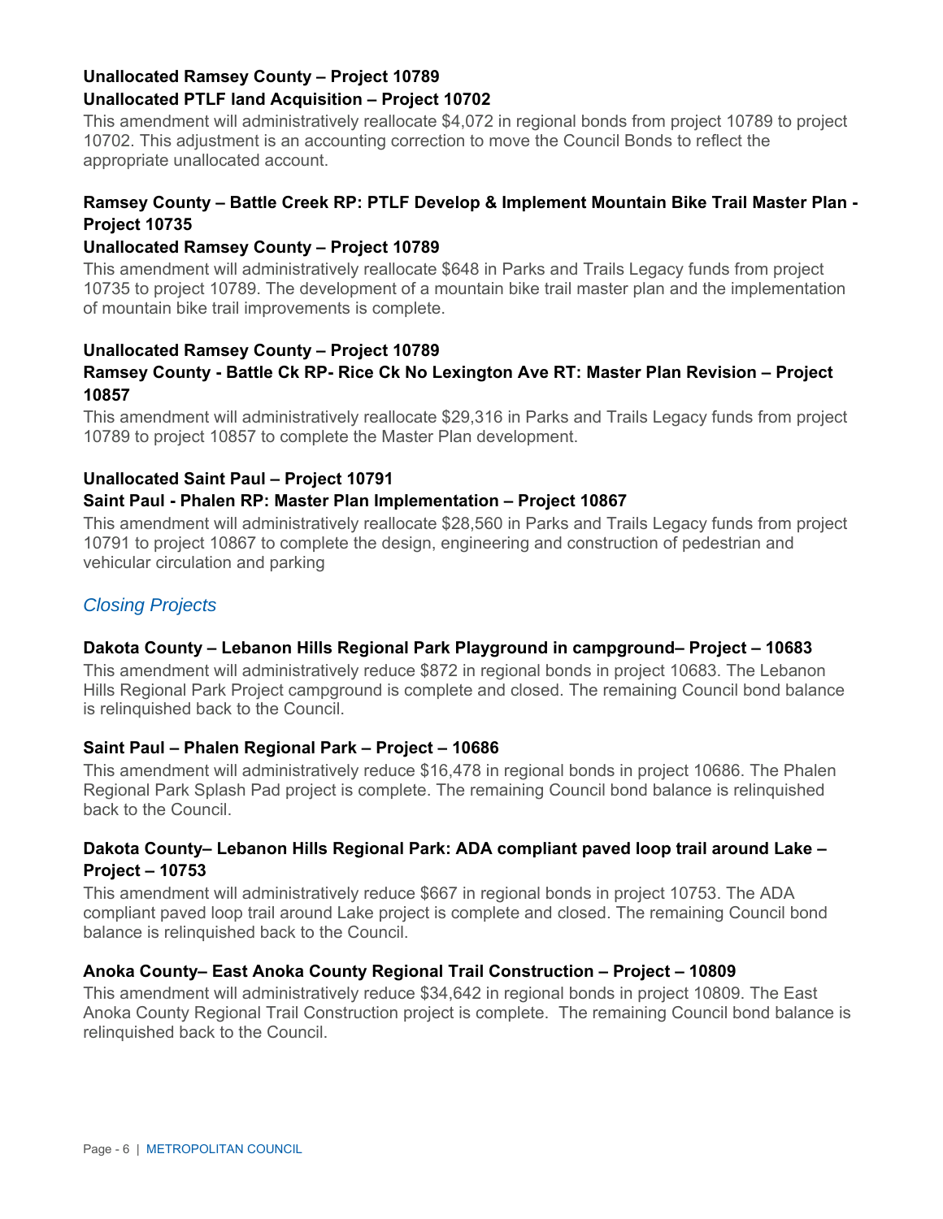**Unallocated Ramsey County – Project 10789**

**Unallocated PTLF land Acquisition – Project 10702**

This amendment will administratively reallocate $4,072 in regional bonds from project 10789 to project 10702. This adjustment is an accounting correction to move the Council Bonds to reflect the appropriate unallocated account.

**Ramsey County – Battle Creek RP: PTLF Develop & Implement Mountain Bike Trail Master Plan - Project 10735**

**Unallocated Ramsey County – Project 10789**

This amendment will administratively reallocate $648 in Parks and Trails Legacy funds from project 10735 to project 10789. The development of a mountain bike trail master plan and the implementation of mountain bike trail improvements is complete.

**Unallocated Ramsey County – Project 10789**

**Ramsey County - Battle Ck RP- Rice Ck No Lexington Ave RT: Master Plan Revision – Project 10857**

This amendment will administratively reallocate $29,316 in Parks and Trails Legacy funds from project 10789 to project 10857 to complete the Master Plan development.

**Unallocated Saint Paul – Project 10791**

**Saint Paul - Phalen RP: Master Plan Implementation – Project 10867**

This amendment will administratively reallocate $28,560 in Parks and Trails Legacy funds from project 10791 to project 10867 to complete the design, engineering and construction of pedestrian and vehicular circulation and parking

## *Closing Projects*

**Dakota County – Lebanon Hills Regional Park Playground in campground– Project – 10683**

This amendment will administratively reduce $872 in regional bonds in project 10683. The Lebanon Hills Regional Park Project campground is complete and closed. The remaining Council bond balance is relinquished back to the Council.

**Saint Paul – Phalen Regional Park – Project – 10686**

This amendment will administratively reduce $16,478 in regional bonds in project 10686. The Phalen Regional Park Splash Pad project is complete. The remaining Council bond balance is relinquished back to the Council.

**Dakota County– Lebanon Hills Regional Park: ADA compliant paved loop trail around Lake – Project – 10753**

This amendment will administratively reduce $667 in regional bonds in project 10753. The ADA compliant paved loop trail around Lake project is complete and closed. The remaining Council bond balance is relinquished back to the Council.

**Anoka County– East Anoka County Regional Trail Construction – Project – 10809**

This amendment will administratively reduce $34,642 in regional bonds in project 10809. The East Anoka County Regional Trail Construction project is complete. The remaining Council bond balance is relinquished back to the Council.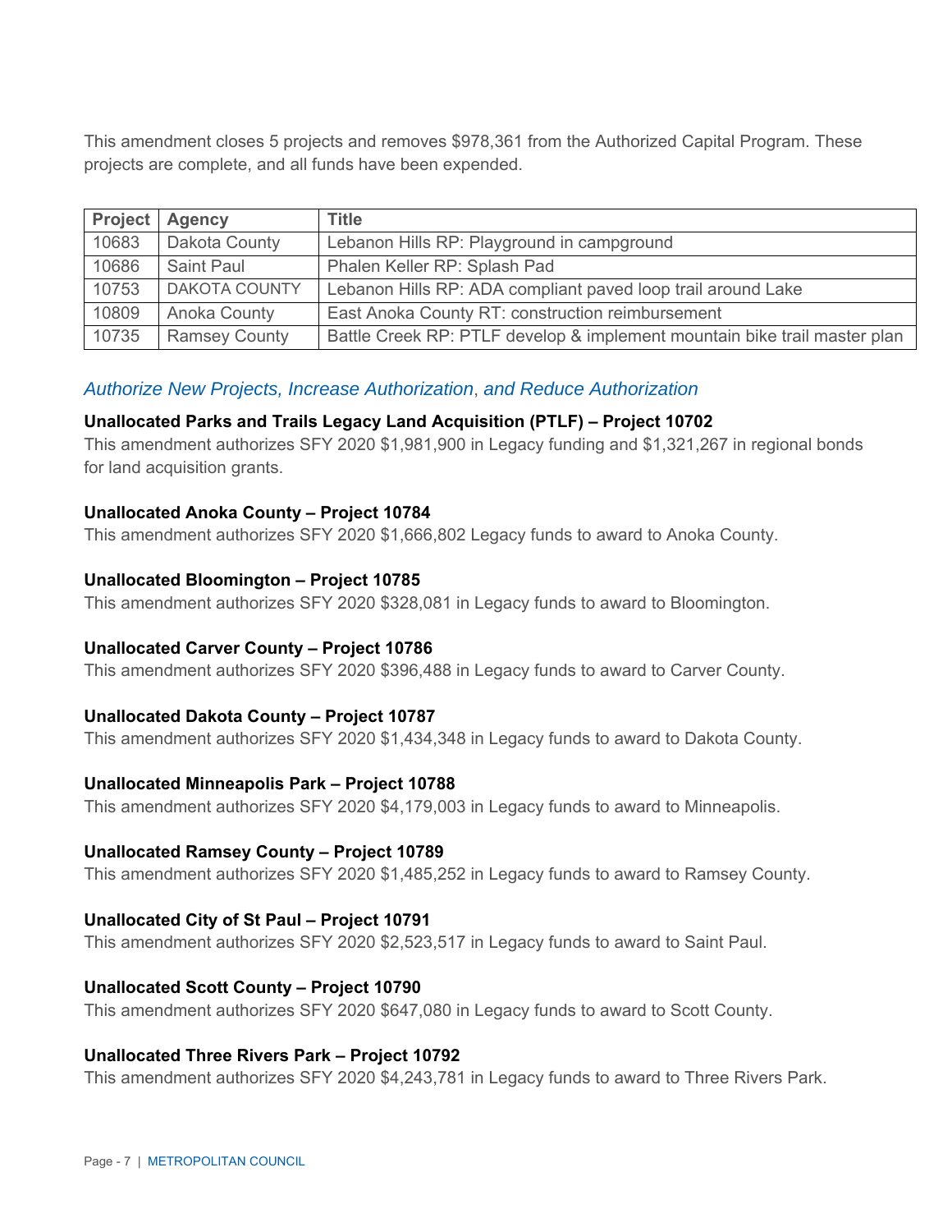This amendment closes 5 projects and removes $978,361 from the Authorized Capital Program. These projects are complete, and all funds have been expended.

| Project | Agency | Title |
| --- | --- | --- |
| 10683 | Dakota County | Lebanon Hills RP: Playground in campground |
| 10686 | Saint Paul | Phalen Keller RP: Splash Pad |
| 10753 | DAKOTA COUNTY | Lebanon Hills RP: ADA compliant paved loop trail around Lake |
| 10809 | Anoka County | East Anoka County RT: construction reimbursement |
| 10735 | Ramsey County | Battle Creek RP: PTLF develop & implement mountain bike trail master plan |

### *Authorize New Projects, Increase Authorization, and Reduce Authorization*

**Unallocated Parks and Trails Legacy Land Acquisition (PTLF) – Project 10702**

This amendment authorizes SFY 2020 $1,981,900 in Legacy funding and $1,321,267 in regional bonds for land acquisition grants.

**Unallocated Anoka County – Project 10784**

This amendment authorizes SFY 2020 $1,666,802 Legacy funds to award to Anoka County.

**Unallocated Bloomington – Project 10785**

This amendment authorizes SFY 2020 $328,081 in Legacy funds to award to Bloomington.

**Unallocated Carver County – Project 10786**

This amendment authorizes SFY 2020 $396,488 in Legacy funds to award to Carver County.

**Unallocated Dakota County – Project 10787**

This amendment authorizes SFY 2020 $1,434,348 in Legacy funds to award to Dakota County.

**Unallocated Minneapolis Park – Project 10788**

This amendment authorizes SFY 2020 $4,179,003 in Legacy funds to award to Minneapolis.

**Unallocated Ramsey County – Project 10789**

This amendment authorizes SFY 2020 $1,485,252 in Legacy funds to award to Ramsey County.

**Unallocated City of St Paul – Project 10791**

This amendment authorizes SFY 2020 $2,523,517 in Legacy funds to award to Saint Paul.

**Unallocated Scott County – Project 10790**

This amendment authorizes SFY 2020 $647,080 in Legacy funds to award to Scott County.

**Unallocated Three Rivers Park – Project 10792**

This amendment authorizes SFY 2020 $4,243,781 in Legacy funds to award to Three Rivers Park.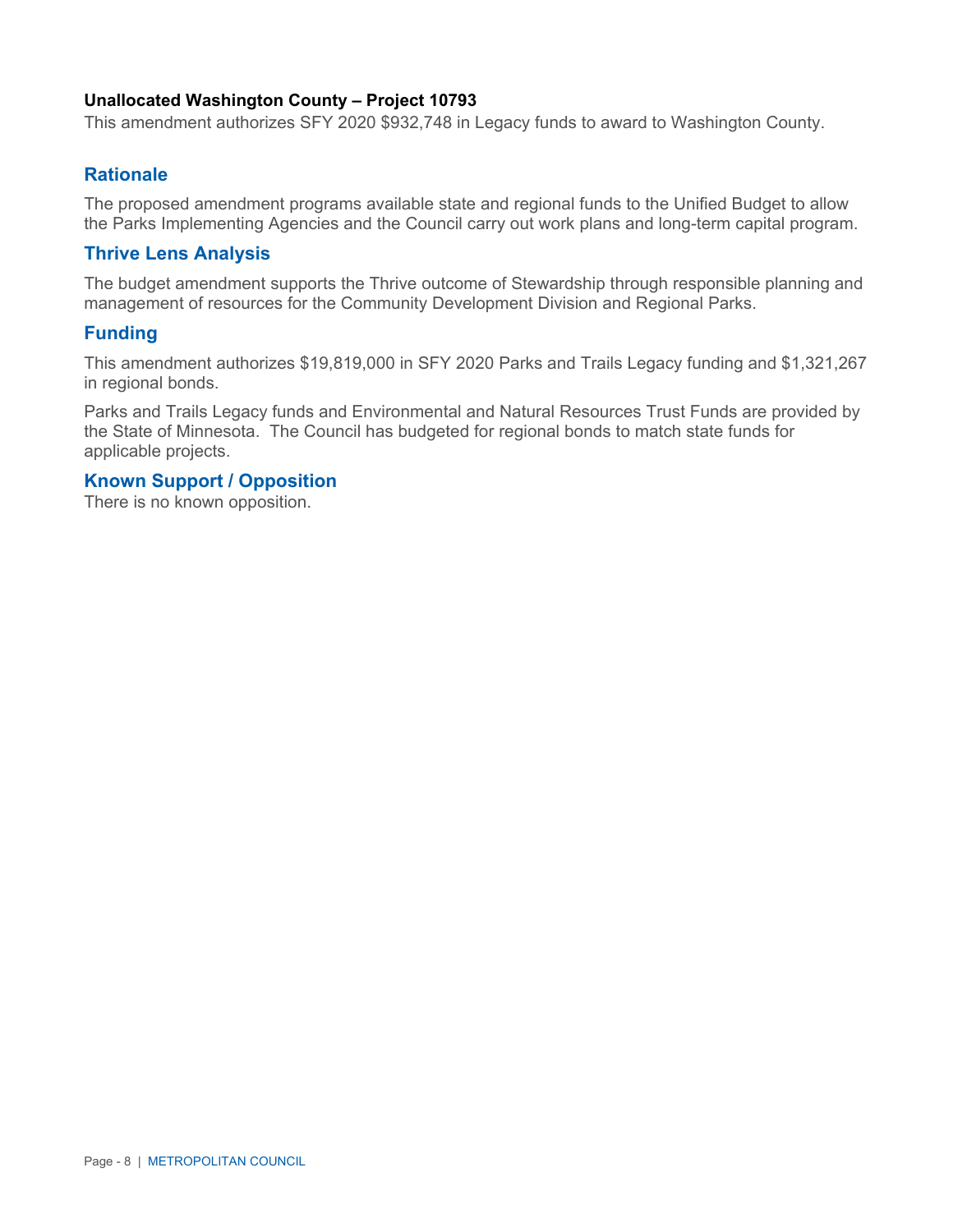**Unallocated Washington County – Project 10793**

This amendment authorizes SFY 2020 $932,748 in Legacy funds to award to Washington County.

## Rationale

The proposed amendment programs available state and regional funds to the Unified Budget to allow the Parks Implementing Agencies and the Council carry out work plans and long-term capital program.

## Thrive Lens Analysis

The budget amendment supports the Thrive outcome of Stewardship through responsible planning and management of resources for the Community Development Division and Regional Parks.

## Funding

This amendment authorizes $19,819,000 in SFY 2020 Parks and Trails Legacy funding and $1,321,267 in regional bonds.

Parks and Trails Legacy funds and Environmental and Natural Resources Trust Funds are provided by the State of Minnesota. The Council has budgeted for regional bonds to match state funds for applicable projects.

## Known Support / Opposition

There is no known opposition.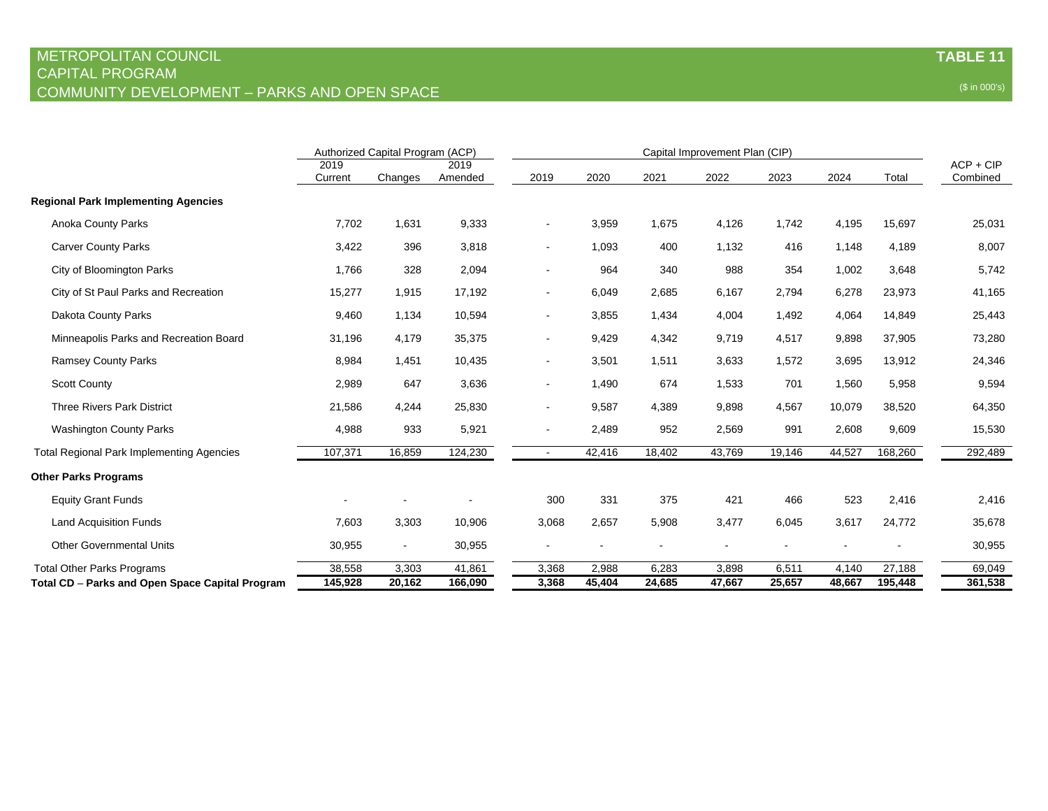# METROPOLITAN COUNCIL
## CAPITAL PROGRAM
## COMMUNITY DEVELOPMENT – PARKS AND OPEN SPACE

**TABLE 11**

($ in 000's)

| | Authorized Capital Program (ACP) | | | Capital Improvement Plan (CIP) | | | | | | | |
|---|---|---|---|---|---|---|---|---|---|---|---|
| | 2019 Current | Changes | 2019 Amended | 2019 | 2020 | 2021 | 2022 | 2023 | 2024 | Total | ACP + CIP Combined |
| **Regional Park Implementing Agencies** | | | | | | | | | | | |
| Anoka County Parks | 7,702 | 1,631 | 9,333 | - | 3,959 | 1,675 | 4,126 | 1,742 | 4,195 | 15,697 | 25,031 |
| Carver County Parks | 3,422 | 396 | 3,818 | - | 1,093 | 400 | 1,132 | 416 | 1,148 | 4,189 | 8,007 |
| City of Bloomington Parks | 1,766 | 328 | 2,094 | - | 964 | 340 | 988 | 354 | 1,002 | 3,648 | 5,742 |
| City of St Paul Parks and Recreation | 15,277 | 1,915 | 17,192 | - | 6,049 | 2,685 | 6,167 | 2,794 | 6,278 | 23,973 | 41,165 |
| Dakota County Parks | 9,460 | 1,134 | 10,594 | - | 3,855 | 1,434 | 4,004 | 1,492 | 4,064 | 14,849 | 25,443 |
| Minneapolis Parks and Recreation Board | 31,196 | 4,179 | 35,375 | - | 9,429 | 4,342 | 9,719 | 4,517 | 9,898 | 37,905 | 73,280 |
| Ramsey County Parks | 8,984 | 1,451 | 10,435 | - | 3,501 | 1,511 | 3,633 | 1,572 | 3,695 | 13,912 | 24,346 |
| Scott County | 2,989 | 647 | 3,636 | - | 1,490 | 674 | 1,533 | 701 | 1,560 | 5,958 | 9,594 |
| Three Rivers Park District | 21,586 | 4,244 | 25,830 | - | 9,587 | 4,389 | 9,898 | 4,567 | 10,079 | 38,520 | 64,350 |
| Washington County Parks | 4,988 | 933 | 5,921 | - | 2,489 | 952 | 2,569 | 991 | 2,608 | 9,609 | 15,530 |
| Total Regional Park Implementing Agencies | 107,371 | 16,859 | 124,230 | - | 42,416 | 18,402 | 43,769 | 19,146 | 44,527 | 168,260 | 292,489 |
| **Other Parks Programs** | | | | | | | | | | | |
| Equity Grant Funds | - | - | - | 300 | 331 | 375 | 421 | 466 | 523 | 2,416 | 2,416 |
| Land Acquisition Funds | 7,603 | 3,303 | 10,906 | 3,068 | 2,657 | 5,908 | 3,477 | 6,045 | 3,617 | 24,772 | 35,678 |
| Other Governmental Units | 30,955 | - | 30,955 | - | - | - | - | - | - | - | 30,955 |
| Total Other Parks Programs | 38,558 | 3,303 | 41,861 | 3,368 | 2,988 | 6,283 | 3,898 | 6,511 | 4,140 | 27,188 | 69,049 |
| **Total CD – Parks and Open Space Capital Program** | **145,928** | **20,162** | **166,090** | **3,368** | **45,404** | **24,685** | **47,667** | **25,657** | **48,667** | **195,448** | **361,538** |